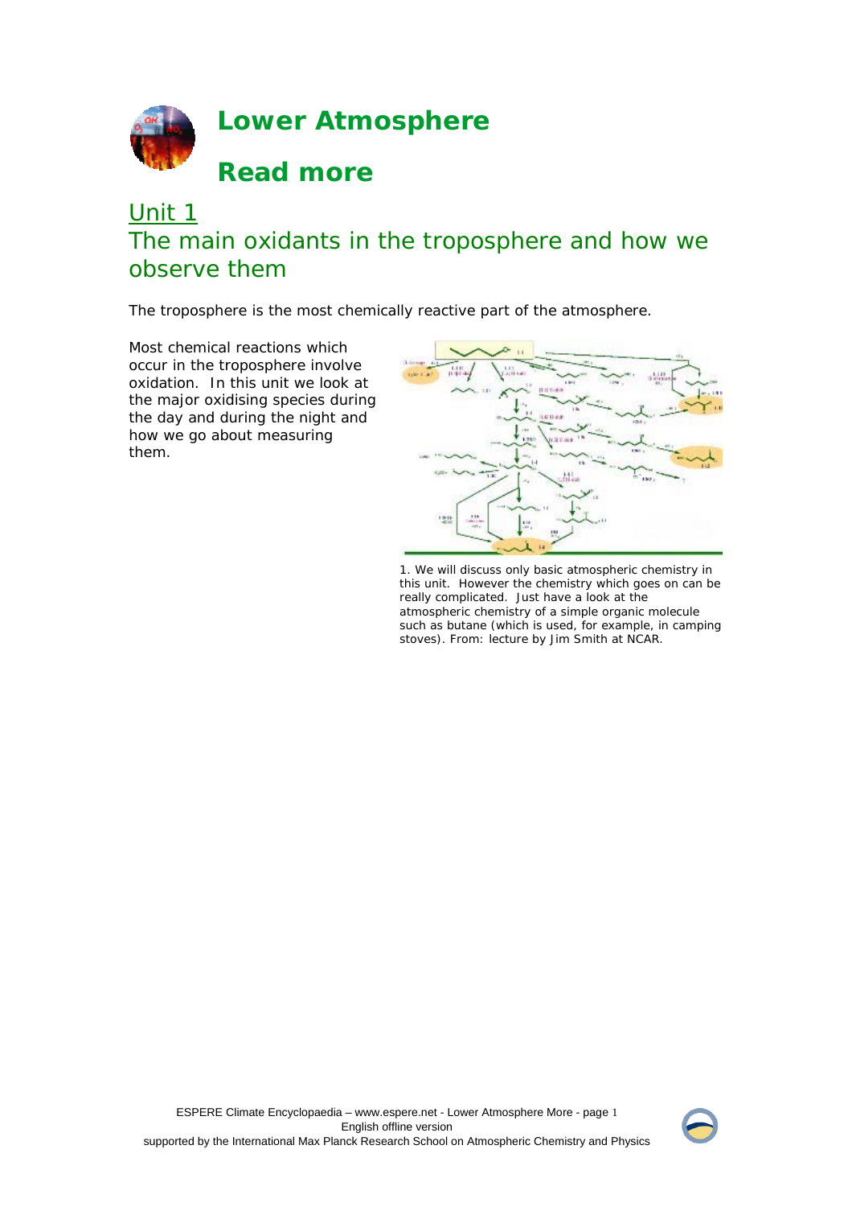# Lower Atmosphere

# Read more

## Unit 1

## The main oxidants in the troposphere and how we observe them

The troposphere is the most chemically reactive part of the atmosphere.

Most chemical reactions which occur in the troposphere involve oxidation. In this unit we look at the major oxidising species during the day and during the night and how we go about measuring them.

1. We will discuss only basic atmospheric chemistry in this unit. However the chemistry which goes on can be really complicated. Just have a look at the atmospheric chemistry of a simple organic molecule such as butane (which is used, for example, in camping stoves). From: lecture by Jim Smith at NCAR.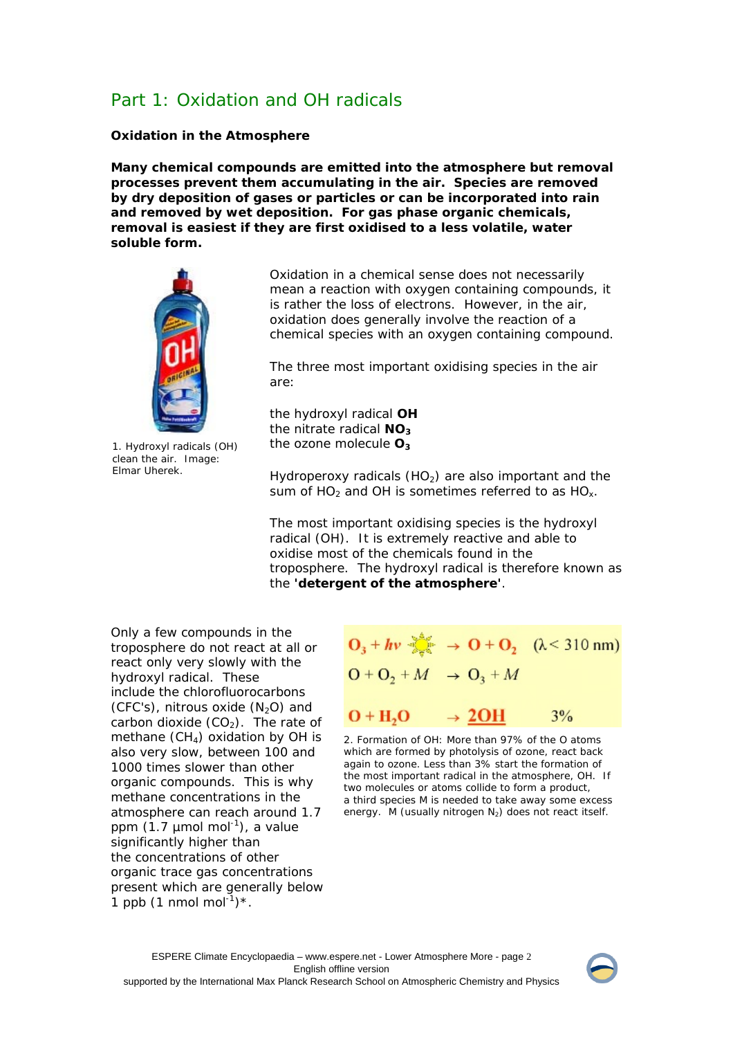## Part 1: Oxidation and OH radicals

### Oxidation in the Atmosphere

**Many chemical compounds are emitted into the atmosphere but removal processes prevent them accumulating in the air. Species are removed by dry deposition of gases or particles or can be incorporated into rain and removed by wet deposition. For gas phase organic chemicals, removal is easiest if they are first oxidised to a less volatile, water soluble form.**

1. Hydroxyl radicals (OH) clean the air. Image: Elmar Uherek.

Oxidation in a chemical sense does not necessarily mean a reaction with oxygen containing compounds, it is rather the loss of electrons. However, in the air, oxidation does generally involve the reaction of a chemical species with an oxygen containing compound.

The three most important oxidising species in the air are:

the hydroxyl radical **OH**
the nitrate radical **$NO_3$**
the ozone molecule **$O_3$**

Hydroperoxy radicals ($HO_2$) are also important and the sum of $HO_2$ and OH is sometimes referred to as $HO_x$.

The most important oxidising species is the hydroxyl radical (OH). It is extremely reactive and able to oxidise most of the chemicals found in the troposphere. The hydroxyl radical is therefore known as the **'detergent of the atmosphere'**.

Only a few compounds in the troposphere do not react at all or react only very slowly with the hydroxyl radical. These include the chlorofluorocarbons (CFC's), nitrous oxide ($N_2O$) and carbon dioxide ($CO_2$). The rate of methane ($CH_4$) oxidation by OH is also very slow, between 100 and 1000 times slower than other organic compounds. This is why methane concentrations in the atmosphere can reach around 1.7 ppm (1.7 µmol mol$^{-1}$), a value significantly higher than the concentrations of other organic trace gas concentrations present which are generally below 1 ppb (1 nmol mol$^{-1}$)*.

$$O_3 + h\nu \rightarrow O + O_2 \quad (\lambda < 310\ \text{nm})$$

$$O + O_2 + M \rightarrow O_3 + M$$

$$O + H_2O \rightarrow 2OH \quad 3\%$$

2. Formation of OH: More than 97% of the O atoms which are formed by photolysis of ozone, react back again to ozone. Less than 3% start the formation of the most important radical in the atmosphere, OH. If two molecules or atoms collide to form a product, a third species M is needed to take away some excess energy. M (usually nitrogen $N_2$) does not react itself.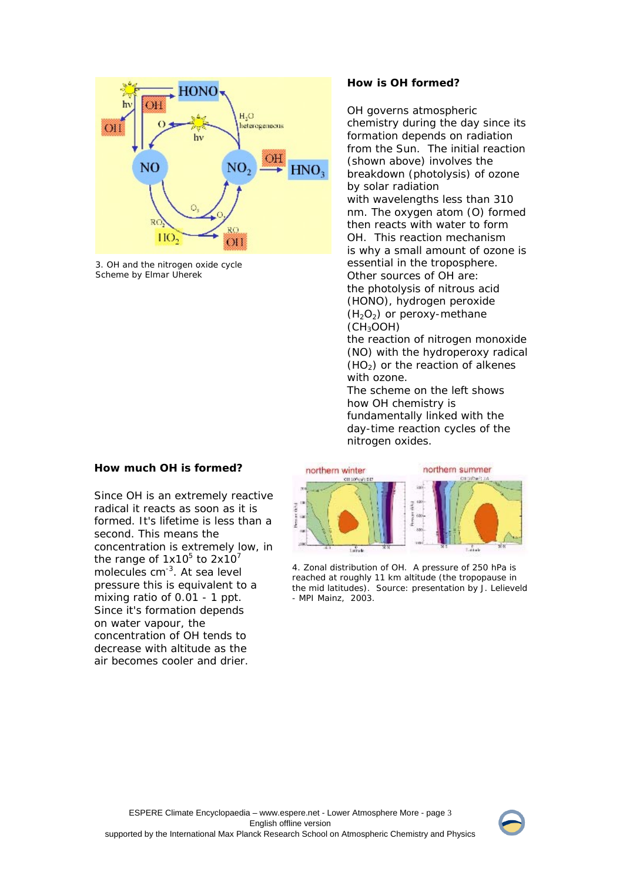3. OH and the nitrogen oxide cycle
Scheme by Elmar Uherek

## How is OH formed?

OH governs atmospheric chemistry during the day since its formation depends on radiation from the Sun. The initial reaction (shown above) involves the breakdown (photolysis) of ozone by solar radiation with wavelengths less than 310 nm. The oxygen atom (O) formed then reacts with water to form OH. This reaction mechanism is why a small amount of ozone is essential in the troposphere.
Other sources of OH are:
the photolysis of nitrous acid (HONO), hydrogen peroxide ($H_2O_2$) or peroxy-methane ($CH_3OOH$)
the reaction of nitrogen monoxide (NO) with the hydroperoxy radical ($HO_2$) or the reaction of alkenes with ozone.
The scheme on the left shows how OH chemistry is fundamentally linked with the day-time reaction cycles of the nitrogen oxides.

## How much OH is formed?

Since OH is an extremely reactive radical it reacts as soon as it is formed. It's lifetime is less than a second. This means the concentration is extremely low, in the range of $1 \times 10^5$ to $2 \times 10^7$ molecules $cm^{-3}$. At sea level pressure this is equivalent to a mixing ratio of 0.01 - 1 ppt.
Since it's formation depends on water vapour, the concentration of OH tends to decrease with altitude as the air becomes cooler and drier.

4. Zonal distribution of OH. A pressure of 250 hPa is reached at roughly 11 km altitude (the tropopause in the mid latitudes). Source: presentation by J. Lelieveld - MPI Mainz, 2003.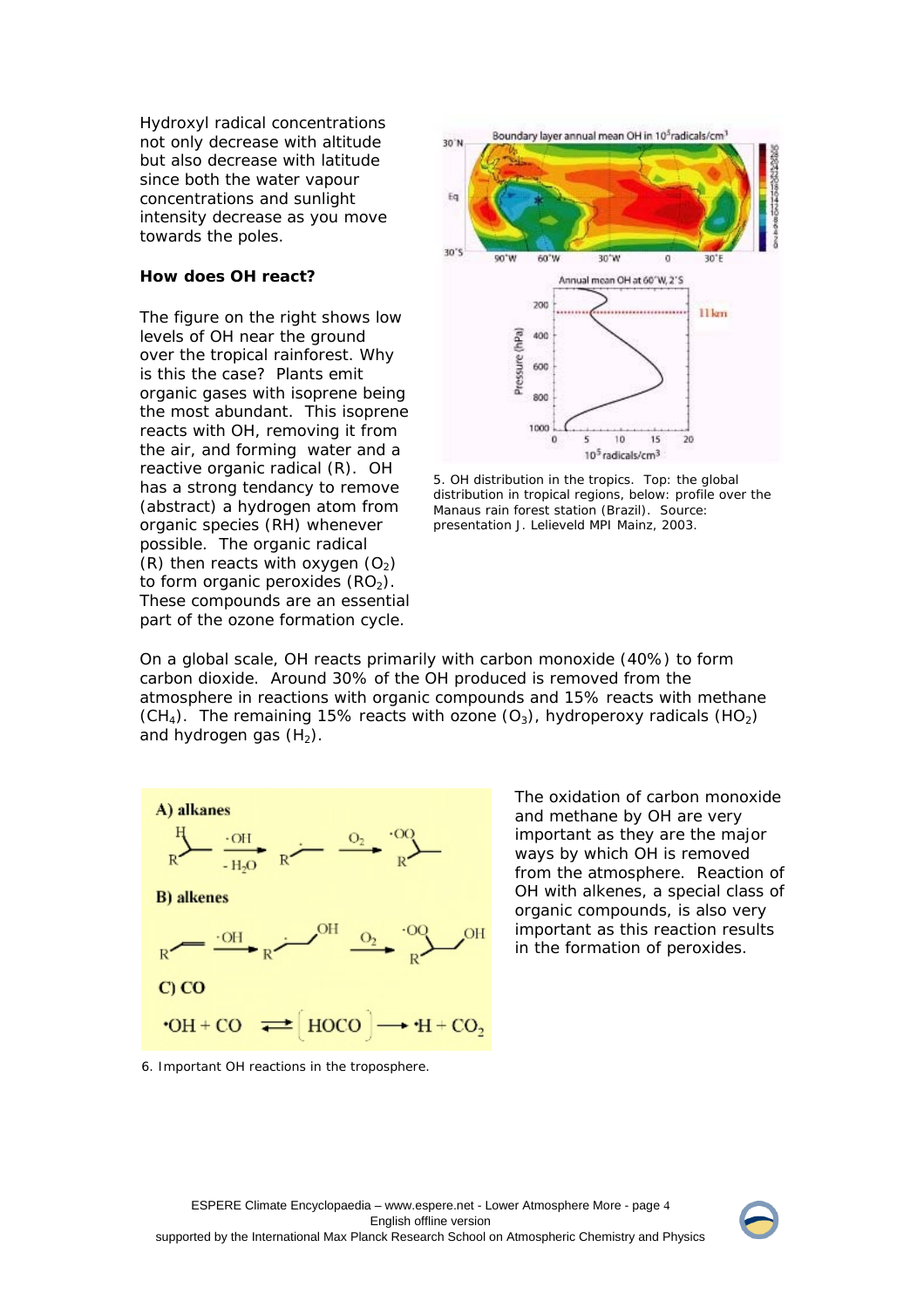Hydroxyl radical concentrations not only decrease with altitude but also decrease with latitude since both the water vapour concentrations and sunlight intensity decrease as you move towards the poles.

**How does OH react?**

The figure on the right shows low levels of OH near the ground over the tropical rainforest. Why is this the case? Plants emit organic gases with isoprene being the most abundant. This isoprene reacts with OH, removing it from the air, and forming water and a reactive organic radical (R). OH has a strong tendancy to remove (abstract) a hydrogen atom from organic species (RH) whenever possible. The organic radical (R) then reacts with oxygen ($O_2$) to form organic peroxides ($RO_2$). These compounds are an essential part of the ozone formation cycle.

5. OH distribution in the tropics. Top: the global distribution in tropical regions, below: profile over the Manaus rain forest station (Brazil). Source: presentation J. Lelieveld MPI Mainz, 2003.

On a global scale, OH reacts primarily with carbon monoxide (40%) to form carbon dioxide. Around 30% of the OH produced is removed from the atmosphere in reactions with organic compounds and 15% reacts with methane ($CH_4$). The remaining 15% reacts with ozone ($O_3$), hydroperoxy radicals ($HO_2$) and hydrogen gas ($H_2$).

6. Important OH reactions in the troposphere.

The oxidation of carbon monoxide and methane by OH are very important as they are the major ways by which OH is removed from the atmosphere. Reaction of OH with alkenes, a special class of organic compounds, is also very important as this reaction results in the formation of peroxides.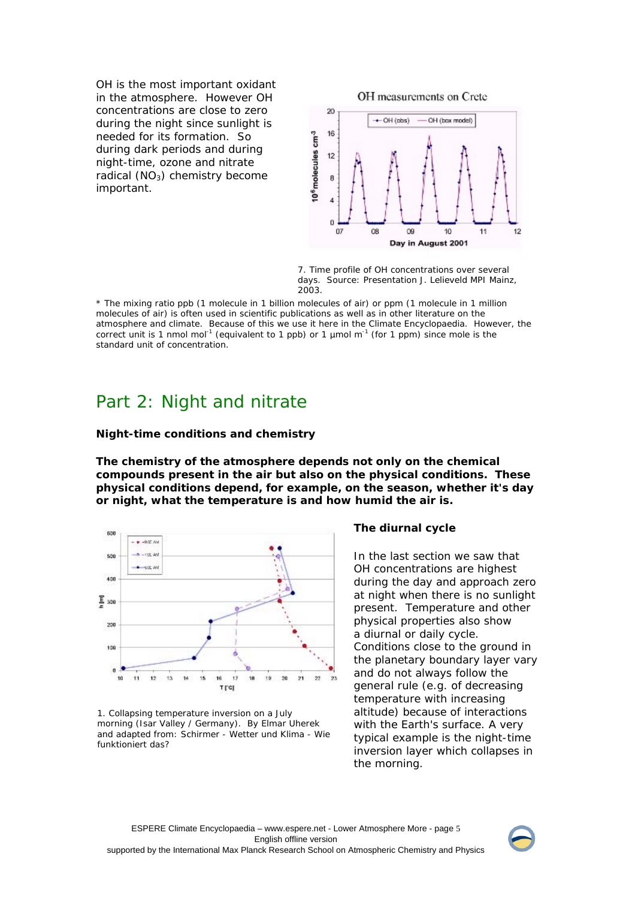OH is the most important oxidant in the atmosphere. However OH concentrations are close to zero during the night since sunlight is needed for its formation. So during dark periods and during night-time, ozone and nitrate radical ($NO_3$) chemistry become important.

7. Time profile of OH concentrations over several days. Source: Presentation J. Lelieveld MPI Mainz, 2003.

* The mixing ratio ppb (1 molecule in 1 billion molecules of air) or ppm (1 molecule in 1 million molecules of air) is often used in scientific publications as well as in other literature on the atmosphere and climate. Because of this we use it here in the Climate Encyclopaedia. However, the correct unit is 1 nmol mol$^{-1}$ (equivalent to 1 ppb) or 1 µmol m$^{-1}$ (for 1 ppm) since mole is the standard unit of concentration.

## Part 2: Night and nitrate

### Night-time conditions and chemistry

**The chemistry of the atmosphere depends not only on the chemical compounds present in the air but also on the physical conditions. These physical conditions depend, for example, on the season, whether it's day or night, what the temperature is and how humid the air is.**

1. Collapsing temperature inversion on a July morning (Isar Valley / Germany). By Elmar Uherek and adapted from: Schirmer - Wetter und Klima - Wie funktioniert das?

### The diurnal cycle

In the last section we saw that OH concentrations are highest during the day and approach zero at night when there is no sunlight present. Temperature and other physical properties also show a diurnal or daily cycle. Conditions close to the ground in the planetary boundary layer vary and do not always follow the general rule (e.g. of decreasing temperature with increasing altitude) because of interactions with the Earth's surface. A very typical example is the night-time inversion layer which collapses in the morning.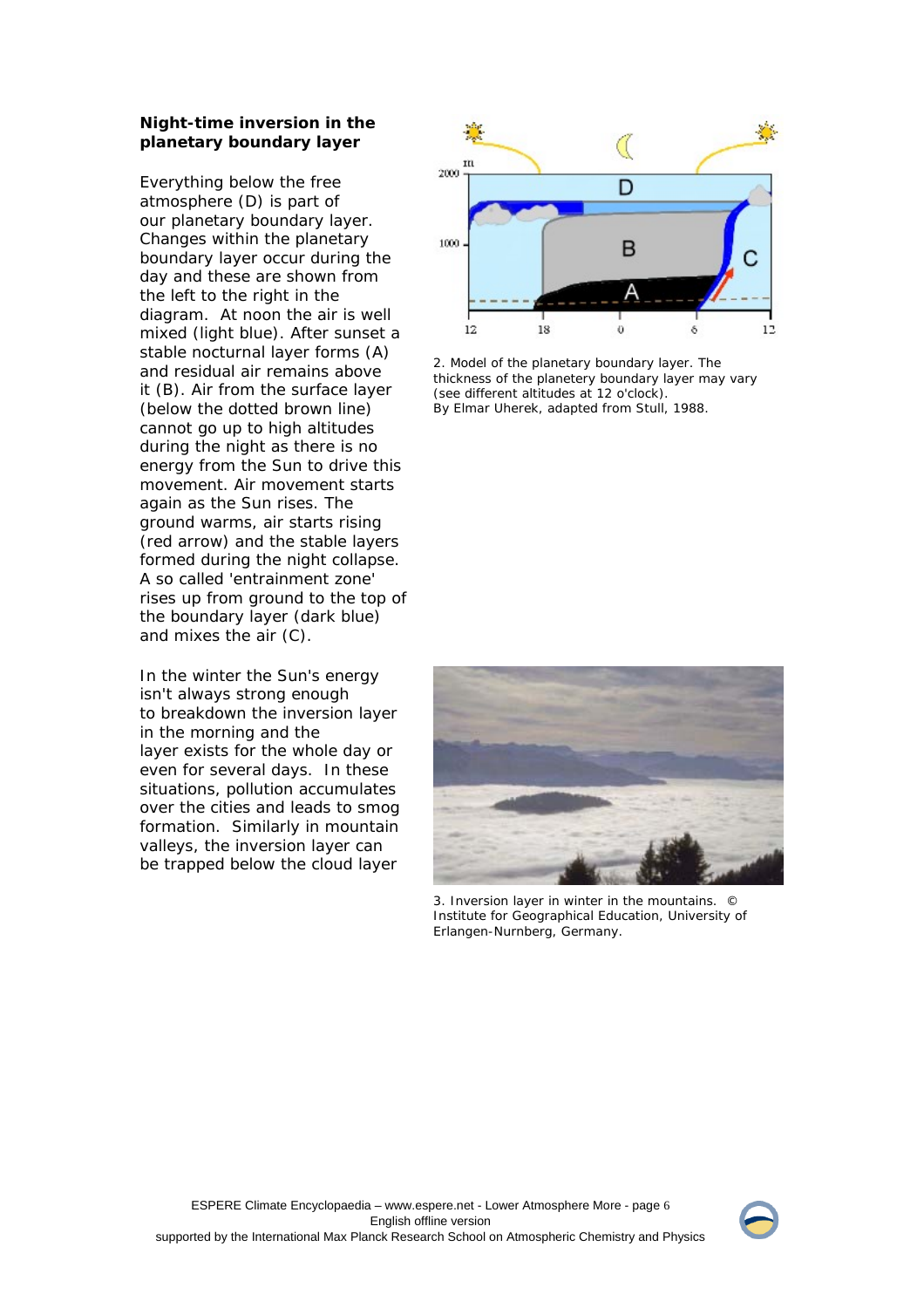**Night-time inversion in the planetary boundary layer**

Everything below the free atmosphere (D) is part of our planetary boundary layer. Changes within the planetary boundary layer occur during the day and these are shown from the left to the right in the diagram. At noon the air is well mixed (light blue). After sunset a stable nocturnal layer forms (A) and residual air remains above it (B). Air from the surface layer (below the dotted brown line) cannot go up to high altitudes during the night as there is no energy from the Sun to drive this movement. Air movement starts again as the Sun rises. The ground warms, air starts rising (red arrow) and the stable layers formed during the night collapse. A so called 'entrainment zone' rises up from ground to the top of the boundary layer (dark blue) and mixes the air (C).

2. Model of the planetary boundary layer. The thickness of the planetery boundary layer may vary (see different altitudes at 12 o'clock).
By Elmar Uherek, adapted from Stull, 1988.

In the winter the Sun's energy isn't always strong enough to breakdown the inversion layer in the morning and the layer exists for the whole day or even for several days. In these situations, pollution accumulates over the cities and leads to smog formation. Similarly in mountain valleys, the inversion layer can be trapped below the cloud layer

3. Inversion layer in winter in the mountains. © Institute for Geographical Education, University of Erlangen-Nurnberg, Germany.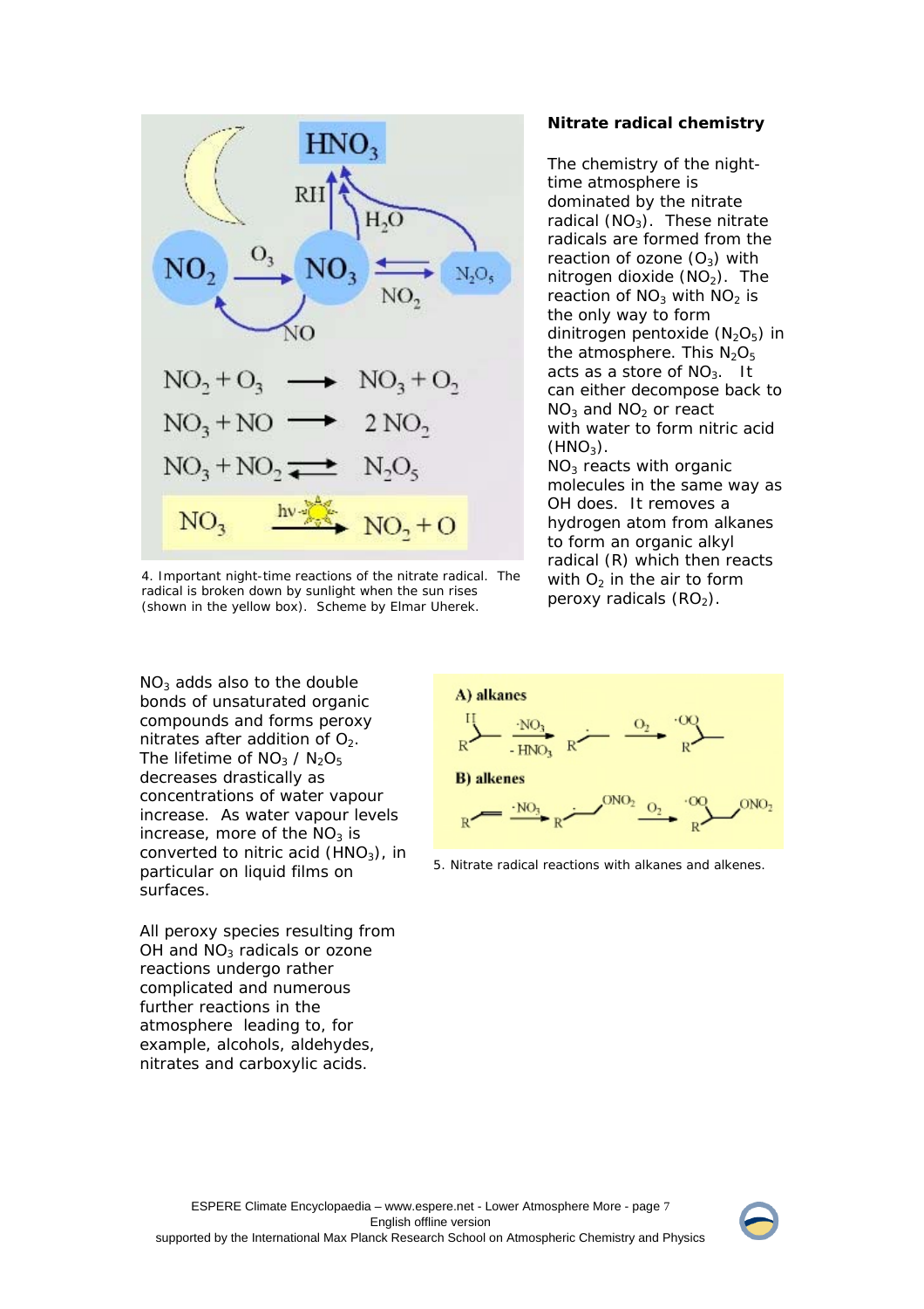4. Important night-time reactions of the nitrate radical. The radical is broken down by sunlight when the sun rises (shown in the yellow box). Scheme by Elmar Uherek.

### Nitrate radical chemistry

The chemistry of the night-time atmosphere is dominated by the nitrate radical ($NO_3$). These nitrate radicals are formed from the reaction of ozone ($O_3$) with nitrogen dioxide ($NO_2$). The reaction of $NO_3$ with $NO_2$ is the only way to form dinitrogen pentoxide ($N_2O_5$) in the atmosphere. This $N_2O_5$ acts as a store of $NO_3$. It can either decompose back to $NO_3$ and $NO_2$ or react with water to form nitric acid ($HNO_3$).

$NO_3$ reacts with organic molecules in the same way as OH does. It removes a hydrogen atom from alkanes to form an organic alkyl radical (R) which then reacts with $O_2$ in the air to form peroxy radicals ($RO_2$).

$NO_3$ adds also to the double bonds of unsaturated organic compounds and forms peroxy nitrates after addition of $O_2$. The lifetime of $NO_3$ / $N_2O_5$ decreases drastically as concentrations of water vapour increase. As water vapour levels increase, more of the $NO_3$ is converted to nitric acid ($HNO_3$), in particular on liquid films on surfaces.

5. Nitrate radical reactions with alkanes and alkenes.

All peroxy species resulting from OH and $NO_3$ radicals or ozone reactions undergo rather complicated and numerous further reactions in the atmosphere leading to, for example, alcohols, aldehydes, nitrates and carboxylic acids.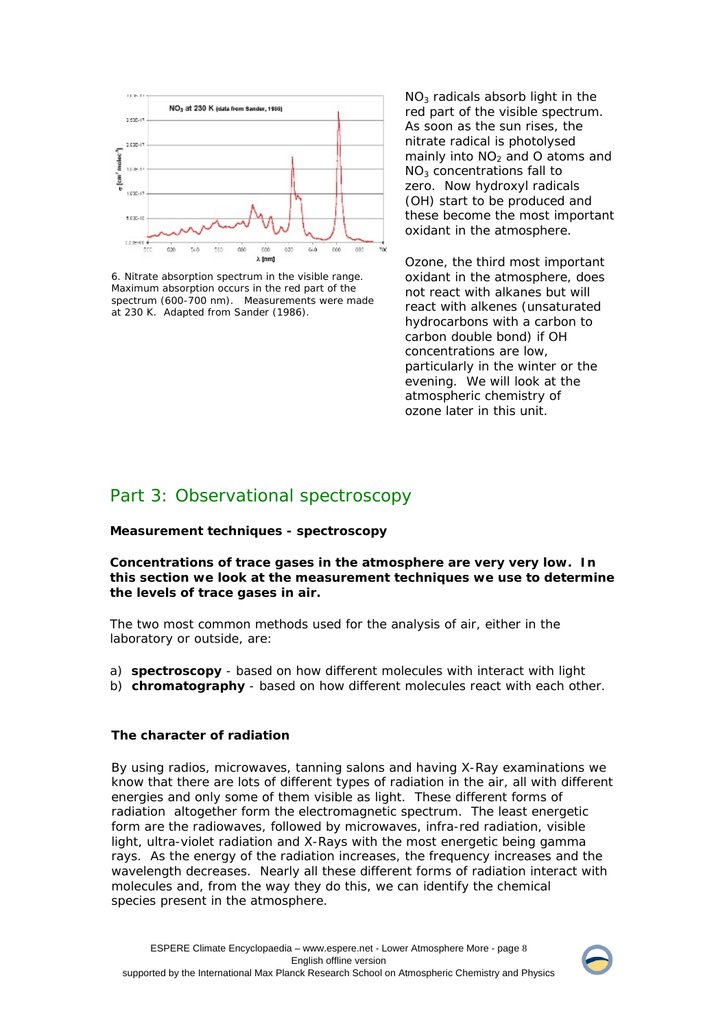6. Nitrate absorption spectrum in the visible range. Maximum absorption occurs in the red part of the spectrum (600-700 nm). Measurements were made at 230 K. Adapted from Sander (1986).

$NO_3$ radicals absorb light in the red part of the visible spectrum. As soon as the sun rises, the nitrate radical is photolysed mainly into $NO_2$ and O atoms and $NO_3$ concentrations fall to zero. Now hydroxyl radicals (OH) start to be produced and these become the most important oxidant in the atmosphere.

Ozone, the third most important oxidant in the atmosphere, does not react with alkanes but will react with alkenes (unsaturated hydrocarbons with a carbon to carbon double bond) if OH concentrations are low, particularly in the winter or the evening. We will look at the atmospheric chemistry of ozone later in this unit.

## Part 3: Observational spectroscopy

**Measurement techniques - spectroscopy**

**Concentrations of trace gases in the atmosphere are very very low. In this section we look at the measurement techniques we use to determine the levels of trace gases in air.**

The two most common methods used for the analysis of air, either in the laboratory or outside, are:

a) **spectroscopy** - based on how different molecules with interact with light
b) **chromatography** - based on how different molecules react with each other.

**The character of radiation**

By using radios, microwaves, tanning salons and having X-Ray examinations we know that there are lots of different types of radiation in the air, all with different energies and only some of them visible as light. These different forms of radiation altogether form the electromagnetic spectrum. The least energetic form are the radiowaves, followed by microwaves, infra-red radiation, visible light, ultra-violet radiation and X-Rays with the most energetic being gamma rays. As the energy of the radiation increases, the frequency increases and the wavelength decreases. Nearly all these different forms of radiation interact with molecules and, from the way they do this, we can identify the chemical species present in the atmosphere.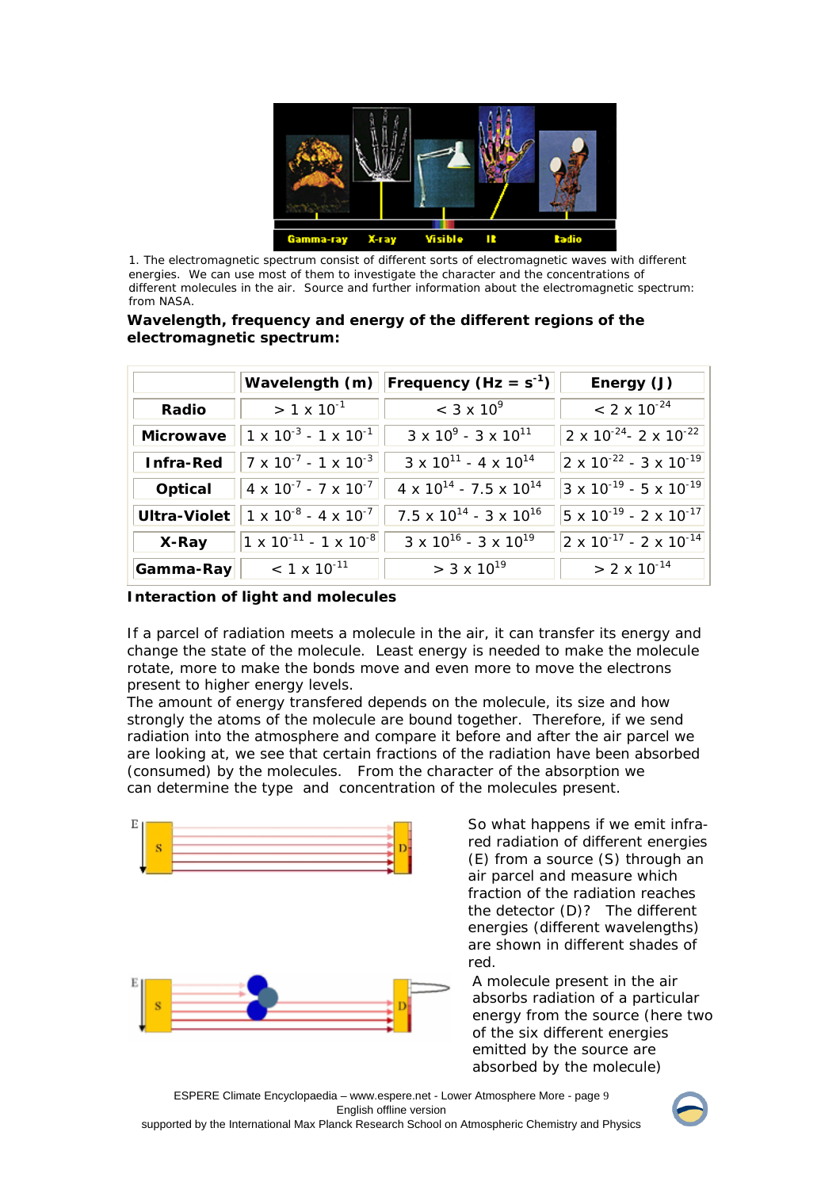1. The electromagnetic spectrum consist of different sorts of electromagnetic waves with different energies. We can use most of them to investigate the character and the concentrations of different molecules in the air. Source and further information about the electromagnetic spectrum: from NASA.

**Wavelength, frequency and energy of the different regions of the electromagnetic spectrum:**

| | Wavelength (m) | Frequency (Hz = $s^{-1}$) | Energy (J) |
|---|---|---|---|
| **Radio** | $> 1 \times 10^{-1}$ | $< 3 \times 10^{9}$ | $< 2 \times 10^{-24}$ |
| **Microwave** | $1 \times 10^{-3}$ - $1 \times 10^{-1}$ | $3 \times 10^{9}$ - $3 \times 10^{11}$ | $2 \times 10^{-24}$- $2 \times 10^{-22}$ |
| **Infra-Red** | $7 \times 10^{-7}$ - $1 \times 10^{-3}$ | $3 \times 10^{11}$ - $4 \times 10^{14}$ | $2 \times 10^{-22}$ - $3 \times 10^{-19}$ |
| **Optical** | $4 \times 10^{-7}$ - $7 \times 10^{-7}$ | $4 \times 10^{14}$ - $7.5 \times 10^{14}$ | $3 \times 10^{-19}$ - $5 \times 10^{-19}$ |
| **Ultra-Violet** | $1 \times 10^{-8}$ - $4 \times 10^{-7}$ | $7.5 \times 10^{14}$ - $3 \times 10^{16}$ | $5 \times 10^{-19}$ - $2 \times 10^{-17}$ |
| **X-Ray** | $1 \times 10^{-11}$ - $1 \times 10^{-8}$ | $3 \times 10^{16}$ - $3 \times 10^{19}$ | $2 \times 10^{-17}$ - $2 \times 10^{-14}$ |
| **Gamma-Ray** | $< 1 \times 10^{-11}$ | $> 3 \times 10^{19}$ | $> 2 \times 10^{-14}$ |

**Interaction of light and molecules**

If a parcel of radiation meets a molecule in the air, it can transfer its energy and change the state of the molecule. Least energy is needed to make the molecule rotate, more to make the bonds move and even more to move the electrons present to higher energy levels.

The amount of energy transfered depends on the molecule, its size and how strongly the atoms of the molecule are bound together. Therefore, if we send radiation into the atmosphere and compare it before and after the air parcel we are looking at, we see that certain fractions of the radiation have been absorbed (consumed) by the molecules. From the character of the absorption we can determine the type and concentration of the molecules present.

So what happens if we emit infra-red radiation of different energies (E) from a source (S) through an air parcel and measure which fraction of the radiation reaches the detector (D)? The different energies (different wavelengths) are shown in different shades of red.

A molecule present in the air absorbs radiation of a particular energy from the source (here two of the six different energies emitted by the source are absorbed by the molecule)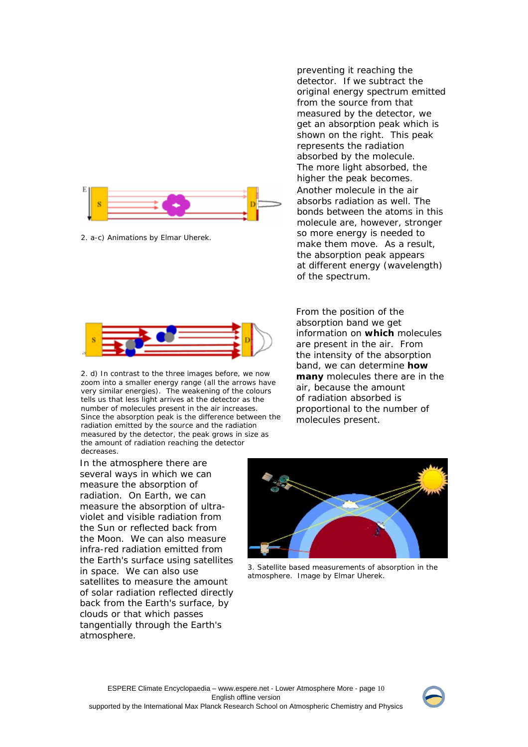preventing it reaching the detector. If we subtract the original energy spectrum emitted from the source from that measured by the detector, we get an absorption peak which is shown on the right. This peak represents the radiation absorbed by the molecule. The more light absorbed, the higher the peak becomes. Another molecule in the air absorbs radiation as well. The bonds between the atoms in this molecule are, however, stronger so more energy is needed to make them move. As a result, the absorption peak appears at different energy (wavelength) of the spectrum.

2. a-c) Animations by Elmar Uherek.

From the position of the absorption band we get information on **which** molecules are present in the air. From the intensity of the absorption band, we can determine **how many** molecules there are in the air, because the amount of radiation absorbed is proportional to the number of molecules present.

2. d) In contrast to the three images before, we now zoom into a smaller energy range (all the arrows have very similar energies). The weakening of the colours tells us that less light arrives at the detector as the number of molecules present in the air increases. Since the absorption peak is the difference between the radiation emitted by the source and the radiation measured by the detector, the peak grows in size as the amount of radiation reaching the detector decreases.

In the atmosphere there are several ways in which we can measure the absorption of radiation. On Earth, we can measure the absorption of ultra-violet and visible radiation from the Sun or reflected back from the Moon. We can also measure infra-red radiation emitted from the Earth's surface using satellites in space. We can also use satellites to measure the amount of solar radiation reflected directly back from the Earth's surface, by clouds or that which passes tangentially through the Earth's atmosphere.

3. Satellite based measurements of absorption in the atmosphere. Image by Elmar Uherek.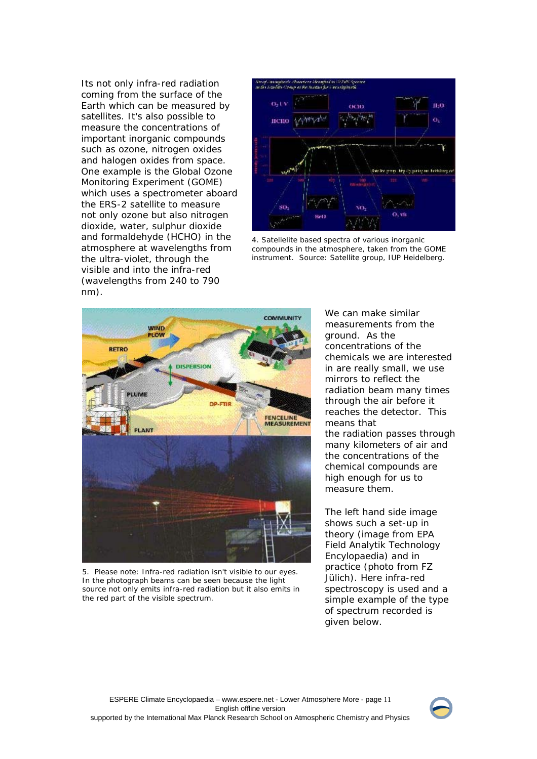Its not only infra-red radiation coming from the surface of the Earth which can be measured by satellites. It's also possible to measure the concentrations of important inorganic compounds such as ozone, nitrogen oxides and halogen oxides from space. One example is the Global Ozone Monitoring Experiment (GOME) which uses a spectrometer aboard the ERS-2 satellite to measure not only ozone but also nitrogen dioxide, water, sulphur dioxide and formaldehyde (HCHO) in the atmosphere at wavelengths from the ultra-violet, through the visible and into the infra-red (wavelengths from 240 to 790 nm).

4. Satellelite based spectra of various inorganic compounds in the atmosphere, taken from the GOME instrument. Source: Satellite group, IUP Heidelberg.

5. Please note: Infra-red radiation isn't visible to our eyes. In the photograph beams can be seen because the light source not only emits infra-red radiation but it also emits in the red part of the visible spectrum.

We can make similar measurements from the ground. As the concentrations of the chemicals we are interested in are really small, we use mirrors to reflect the radiation beam many times through the air before it reaches the detector. This means that the radiation passes through many kilometers of air and the concentrations of the chemical compounds are high enough for us to measure them.

The left hand side image shows such a set-up in theory (image from EPA Field Analytik Technology Encylopaedia) and in practice (photo from FZ Jülich). Here infra-red spectroscopy is used and a simple example of the type of spectrum recorded is given below.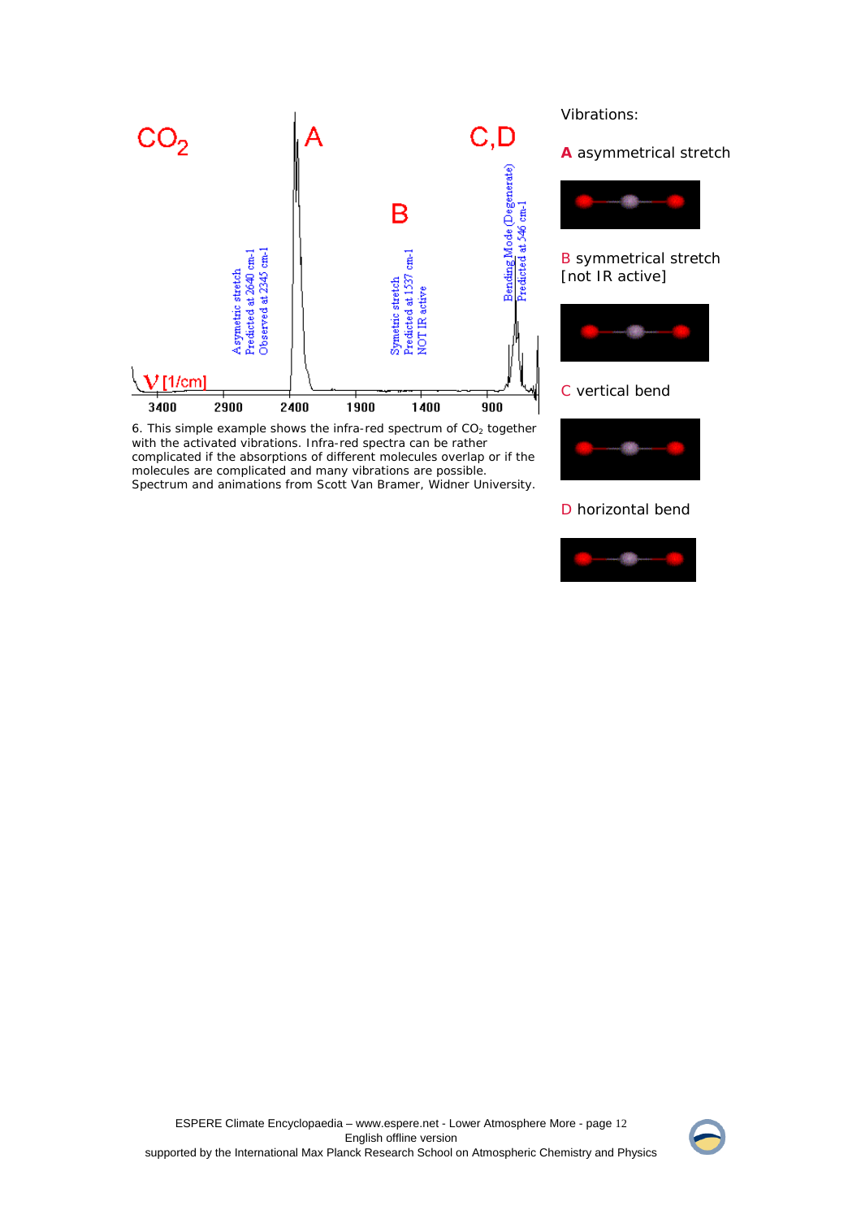$CO_2$

A

B

C,D

Asymetric stretch
Predicted at 2640 cm-1
Observed at 2345 cm-1

Symetric stretch
Predicted at 1537 cm-1
NOT IR active

Bending Mode (Degenerate)
Predicted at 546 cm-1

ν [1/cm]

3400 2900 2400 1900 1400 900

6. This simple example shows the infra-red spectrum of $CO_2$ together with the activated vibrations. Infra-red spectra can be rather complicated if the absorptions of different molecules overlap or if the molecules are complicated and many vibrations are possible. Spectrum and animations from Scott Van Bramer, Widner University.

Vibrations:

**A** asymmetrical stretch

B symmetrical stretch [not IR active]

C vertical bend

D horizontal bend